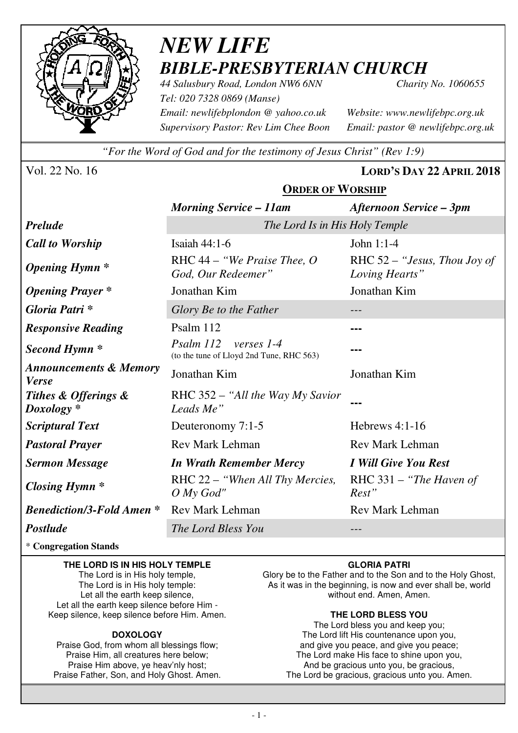# *NEW LIFE*
# *BIBLE-PRESBYTERIAN CHURCH*

*44 Salusbury Road, London NW6 6NN* *Charity No. 1060655*
*Tel: 020 7328 0869 (Manse)*
*Email: newlifebplondon @ yahoo.co.uk* *Website: www.newlifebpc.org.uk*
*Supervisory Pastor: Rev Lim Chee Boon* *Email: pastor @ newlifebpc.org.uk*

*"For the Word of God and for the testimony of Jesus Christ" (Rev 1:9)*

Vol. 22 No. 16 **LORD'S DAY 22 APRIL 2018**

## ORDER OF WORSHIP

| | *Morning Service – 11am* | *Afternoon Service – 3pm* |
|---|---|---|
| ***Prelude*** | *The Lord Is in His Holy Temple* | |
| ***Call to Worship*** | Isaiah 44:1-6 | John 1:1-4 |
| ***Opening Hymn **** | RHC 44 – *"We Praise Thee, O God, Our Redeemer"* | RHC 52 – *"Jesus, Thou Joy of Loving Hearts"* |
| ***Opening Prayer **** | Jonathan Kim | Jonathan Kim |
| ***Gloria Patri **** | *Glory Be to the Father* | --- |
| ***Responsive Reading*** | Psalm 112 | --- |
| ***Second Hymn **** | *Psalm 112 verses 1-4* (to the tune of Lloyd 2nd Tune, RHC 563) | --- |
| ***Announcements & Memory Verse*** | Jonathan Kim | Jonathan Kim |
| ***Tithes & Offerings & Doxology **** | RHC 352 – *"All the Way My Savior Leads Me"* | --- |
| ***Scriptural Text*** | Deuteronomy 7:1-5 | Hebrews 4:1-16 |
| ***Pastoral Prayer*** | Rev Mark Lehman | Rev Mark Lehman |
| ***Sermon Message*** | ***In Wrath Remember Mercy*** | ***I Will Give You Rest*** |
| ***Closing Hymn **** | RHC 22 – *"When All Thy Mercies, O My God"* | RHC 331 – *"The Haven of Rest"* |
| ***Benediction/3-Fold Amen **** | Rev Mark Lehman | Rev Mark Lehman |
| ***Postlude*** | *The Lord Bless You* | --- |

* **Congregation Stands**

**THE LORD IS IN HIS HOLY TEMPLE**

The Lord is in His holy temple,
The Lord is in His holy temple:
Let all the earth keep silence,
Let all the earth keep silence before Him -
Keep silence, keep silence before Him. Amen.

**DOXOLOGY**

Praise God, from whom all blessings flow;
Praise Him, all creatures here below;
Praise Him above, ye heav'nly host;
Praise Father, Son, and Holy Ghost. Amen.

**GLORIA PATRI**

Glory be to the Father and to the Son and to the Holy Ghost,
As it was in the beginning, is now and ever shall be, world without end. Amen, Amen.

**THE LORD BLESS YOU**

The Lord bless you and keep you;
The Lord lift His countenance upon you,
and give you peace, and give you peace;
The Lord make His face to shine upon you,
And be gracious unto you, be gracious,
The Lord be gracious, gracious unto you. Amen.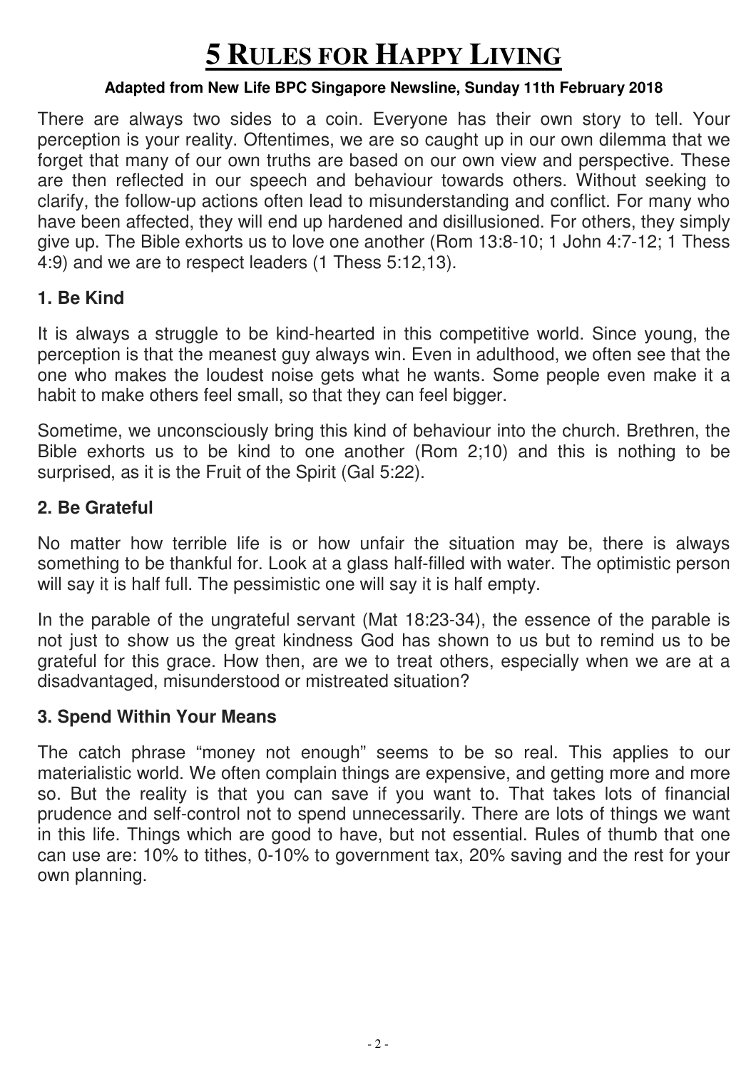# 5 RULES FOR HAPPY LIVING

**Adapted from New Life BPC Singapore Newsline, Sunday 11th February 2018**

There are always two sides to a coin. Everyone has their own story to tell. Your perception is your reality. Oftentimes, we are so caught up in our own dilemma that we forget that many of our own truths are based on our own view and perspective. These are then reflected in our speech and behaviour towards others. Without seeking to clarify, the follow-up actions often lead to misunderstanding and conflict. For many who have been affected, they will end up hardened and disillusioned. For others, they simply give up. The Bible exhorts us to love one another (Rom 13:8-10; 1 John 4:7-12; 1 Thess 4:9) and we are to respect leaders (1 Thess 5:12,13).

### 1. Be Kind

It is always a struggle to be kind-hearted in this competitive world. Since young, the perception is that the meanest guy always win. Even in adulthood, we often see that the one who makes the loudest noise gets what he wants. Some people even make it a habit to make others feel small, so that they can feel bigger.

Sometime, we unconsciously bring this kind of behaviour into the church. Brethren, the Bible exhorts us to be kind to one another (Rom 2;10) and this is nothing to be surprised, as it is the Fruit of the Spirit (Gal 5:22).

### 2. Be Grateful

No matter how terrible life is or how unfair the situation may be, there is always something to be thankful for. Look at a glass half-filled with water. The optimistic person will say it is half full. The pessimistic one will say it is half empty.

In the parable of the ungrateful servant (Mat 18:23-34), the essence of the parable is not just to show us the great kindness God has shown to us but to remind us to be grateful for this grace. How then, are we to treat others, especially when we are at a disadvantaged, misunderstood or mistreated situation?

### 3. Spend Within Your Means

The catch phrase "money not enough" seems to be so real. This applies to our materialistic world. We often complain things are expensive, and getting more and more so. But the reality is that you can save if you want to. That takes lots of financial prudence and self-control not to spend unnecessarily. There are lots of things we want in this life. Things which are good to have, but not essential. Rules of thumb that one can use are: 10% to tithes, 0-10% to government tax, 20% saving and the rest for your own planning.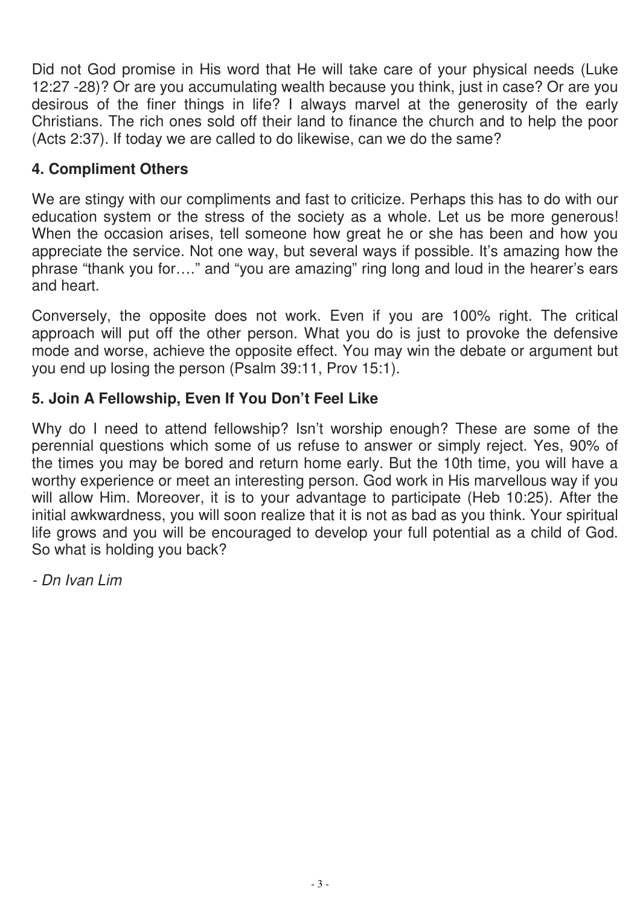Did not God promise in His word that He will take care of your physical needs (Luke 12:27 -28)? Or are you accumulating wealth because you think, just in case? Or are you desirous of the finer things in life? I always marvel at the generosity of the early Christians. The rich ones sold off their land to finance the church and to help the poor (Acts 2:37). If today we are called to do likewise, can we do the same?

### 4. Compliment Others

We are stingy with our compliments and fast to criticize. Perhaps this has to do with our education system or the stress of the society as a whole. Let us be more generous! When the occasion arises, tell someone how great he or she has been and how you appreciate the service. Not one way, but several ways if possible. It's amazing how the phrase "thank you for…." and "you are amazing" ring long and loud in the hearer's ears and heart.

Conversely, the opposite does not work. Even if you are 100% right. The critical approach will put off the other person. What you do is just to provoke the defensive mode and worse, achieve the opposite effect. You may win the debate or argument but you end up losing the person (Psalm 39:11, Prov 15:1).

### 5. Join A Fellowship, Even If You Don't Feel Like

Why do I need to attend fellowship? Isn't worship enough? These are some of the perennial questions which some of us refuse to answer or simply reject. Yes, 90% of the times you may be bored and return home early. But the 10th time, you will have a worthy experience or meet an interesting person. God work in His marvellous way if you will allow Him. Moreover, it is to your advantage to participate (Heb 10:25). After the initial awkwardness, you will soon realize that it is not as bad as you think. Your spiritual life grows and you will be encouraged to develop your full potential as a child of God. So what is holding you back?

*- Dn Ivan Lim*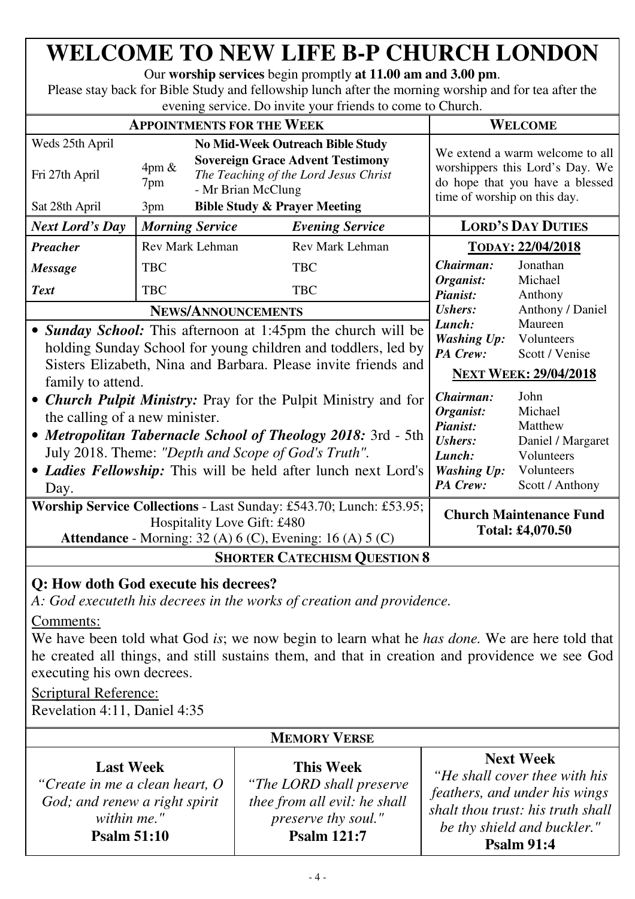# WELCOME TO NEW LIFE B-P CHURCH LONDON

Our **worship services** begin promptly **at 11.00 am and 3.00 pm**.

Please stay back for Bible Study and fellowship lunch after the morning worship and for tea after the evening service. Do invite your friends to come to Church.

## APPOINTMENTS FOR THE WEEK

| | | |
|---|---|---|
| Weds 25th April | | **No Mid-Week Outreach Bible Study** |
| Fri 27th April | 4pm & 7pm | **Sovereign Grace Advent Testimony** *The Teaching of the Lord Jesus Christ* - Mr Brian McClung |
| Sat 28th April | 3pm | **Bible Study & Prayer Meeting** |

| ***Next Lord's Day*** | ***Morning Service*** | ***Evening Service*** |
|---|---|---|
| ***Preacher*** | Rev Mark Lehman | Rev Mark Lehman |
| ***Message*** | TBC | TBC |
| ***Text*** | TBC | TBC |

## WELCOME

We extend a warm welcome to all worshippers this Lord's Day. We do hope that you have a blessed time of worship on this day.

## LORD'S DAY DUTIES

**TODAY: 22/04/2018**

| | |
|---|---|
| ***Chairman:*** | Jonathan |
| ***Organist:*** | Michael |
| ***Pianist:*** | Anthony |
| ***Ushers:*** | Anthony / Daniel |
| ***Lunch:*** | Maureen |
| ***Washing Up:*** | Volunteers |
| ***PA Crew:*** | Scott / Venise |

**NEXT WEEK: 29/04/2018**

| | |
|---|---|
| ***Chairman:*** | John |
| ***Organist:*** | Michael |
| ***Pianist:*** | Matthew |
| ***Ushers:*** | Daniel / Margaret |
| ***Lunch:*** | Volunteers |
| ***Washing Up:*** | Volunteers |
| ***PA Crew:*** | Scott / Anthony |

## NEWS/ANNOUNCEMENTS

- ***Sunday School:*** This afternoon at 1:45pm the church will be holding Sunday School for young children and toddlers, led by Sisters Elizabeth, Nina and Barbara. Please invite friends and family to attend.
- ***Church Pulpit Ministry:*** Pray for the Pulpit Ministry and for the calling of a new minister.
- ***Metropolitan Tabernacle School of Theology 2018:*** 3rd - 5th July 2018. Theme: *"Depth and Scope of God's Truth"*.
- ***Ladies Fellowship:*** This will be held after lunch next Lord's Day.

**Worship Service Collections** - Last Sunday: £543.70; Lunch: £53.95; Hospitality Love Gift: £480

**Attendance** - Morning: 32 (A) 6 (C), Evening: 16 (A) 5 (C)

**Church Maintenance Fund Total: £4,070.50**

## SHORTER CATECHISM QUESTION 8

### Q: How doth God execute his decrees?

*A: God executeth his decrees in the works of creation and providence.*

Comments:

We have been told what God *is*; we now begin to learn what he *has done.* We are here told that he created all things, and still sustains them, and that in creation and providence we see God executing his own decrees.

Scriptural Reference:

Revelation 4:11, Daniel 4:35

## MEMORY VERSE

| **Last Week** | **This Week** | **Next Week** |
|---|---|---|
| *"Create in me a clean heart, O God; and renew a right spirit within me."* **Psalm 51:10** | *"The LORD shall preserve thee from all evil: he shall preserve thy soul."* **Psalm 121:7** | *"He shall cover thee with his feathers, and under his wings shalt thou trust: his truth shall be thy shield and buckler."* **Psalm 91:4** |